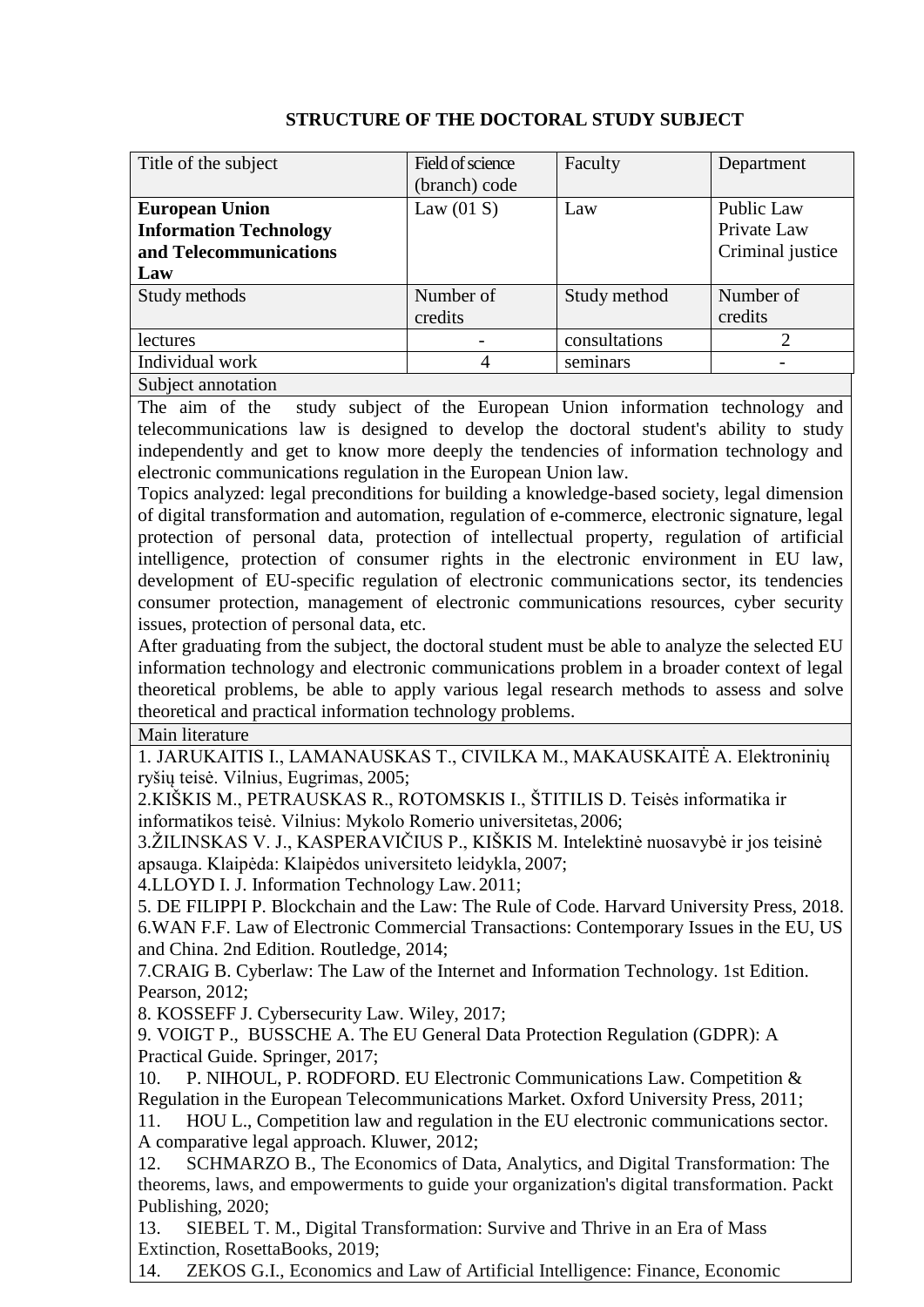# STRUCTURE OF THE DOCTORAL STUDY SUBJECT

| Title of the subject | Field of science (branch) code | Faculty | Department |
|---|---|---|---|
| **European Union Information Technology and Telecommunications Law** | Law (01 S) | Law | Public Law<br>Private Law<br>Criminal justice |
| Study methods | Number of credits | Study method | Number of credits |
| lectures | - | consultations | 2 |
| Individual work | 4 | seminars | - |

**Subject annotation**

The aim of the study subject of the European Union information technology and telecommunications law is designed to develop the doctoral student's ability to study independently and get to know more deeply the tendencies of information technology and electronic communications regulation in the European Union law.

Topics analyzed: legal preconditions for building a knowledge-based society, legal dimension of digital transformation and automation, regulation of e-commerce, electronic signature, legal protection of personal data, protection of intellectual property, regulation of artificial intelligence, protection of consumer rights in the electronic environment in EU law, development of EU-specific regulation of electronic communications sector, its tendencies consumer protection, management of electronic communications resources, cyber security issues, protection of personal data, etc.

After graduating from the subject, the doctoral student must be able to analyze the selected EU information technology and electronic communications problem in a broader context of legal theoretical problems, be able to apply various legal research methods to assess and solve theoretical and practical information technology problems.

**Main literature**

1. JARUKAITIS I., LAMANAUSKAS T., CIVILKA M., MAKAUSKAITĖ A. Elektroninių ryšių teisė. Vilnius, Eugrimas, 2005;
2. KIŠKIS M., PETRAUSKAS R., ROTOMSKIS I., ŠTITILIS D. Teisės informatika ir informatikos teisė. Vilnius: Mykolo Romerio universitetas, 2006;
3. ŽILINSKAS V. J., KASPERAVIČIUS P., KIŠKIS M. Intelektinė nuosavybė ir jos teisinė apsauga. Klaipėda: Klaipėdos universiteto leidykla, 2007;
4. LLOYD I. J. Information Technology Law. 2011;
5. DE FILIPPI P. Blockchain and the Law: The Rule of Code. Harvard University Press, 2018.
6. WAN F.F. Law of Electronic Commercial Transactions: Contemporary Issues in the EU, US and China. 2nd Edition. Routledge, 2014;
7. CRAIG B. Cyberlaw: The Law of the Internet and Information Technology. 1st Edition. Pearson, 2012;
8. KOSSEFF J. Cybersecurity Law. Wiley, 2017;
9. VOIGT P., BUSSCHE A. The EU General Data Protection Regulation (GDPR): A Practical Guide. Springer, 2017;
10. P. NIHOUL, P. RODFORD. EU Electronic Communications Law. Competition & Regulation in the European Telecommunications Market. Oxford University Press, 2011;
11. HOU L., Competition law and regulation in the EU electronic communications sector. A comparative legal approach. Kluwer, 2012;
12. SCHMARZO B., The Economics of Data, Analytics, and Digital Transformation: The theorems, laws, and empowerments to guide your organization's digital transformation. Packt Publishing, 2020;
13. SIEBEL T. M., Digital Transformation: Survive and Thrive in an Era of Mass Extinction, RosettaBooks, 2019;
14. ZEKOS G.I., Economics and Law of Artificial Intelligence: Finance, Economic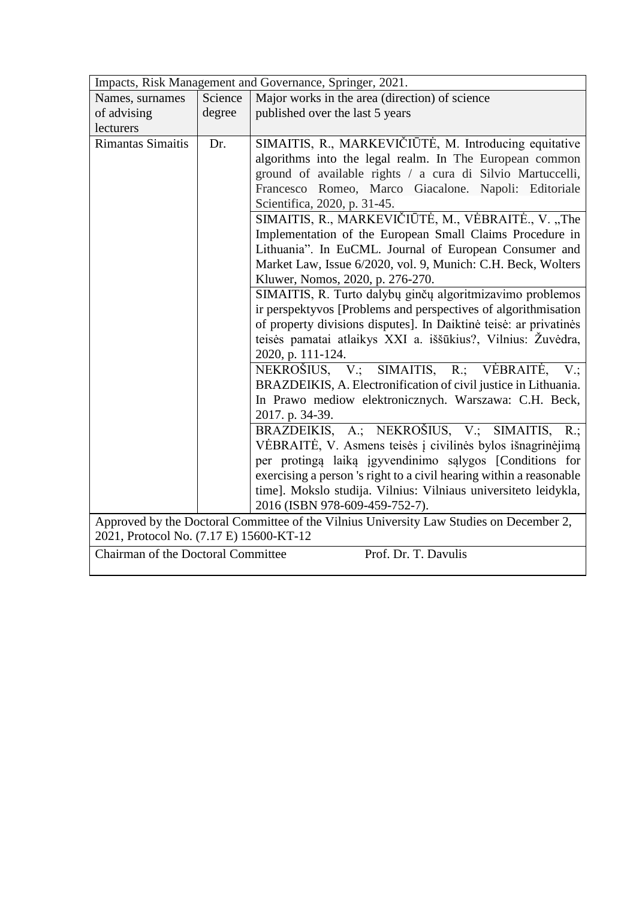| | | |
|---|---|---|
| Impacts, Risk Management and Governance, Springer, 2021. | | |
| Names, surnames of advising lecturers | Science degree | Major works in the area (direction) of science published over the last 5 years |
| Rimantas Simaitis | Dr. | SIMAITIS, R., MARKEVIČIŪTĖ, M. Introducing equitative algorithms into the legal realm. In The European common ground of available rights / a cura di Silvio Martuccelli, Francesco Romeo, Marco Giacalone. Napoli: Editoriale Scientifica, 2020, p. 31-45. |
| | | SIMAITIS, R., MARKEVIČIŪTĖ, M., VĖBRAITĖ., V. „The Implementation of the European Small Claims Procedure in Lithuania". In EuCML. Journal of European Consumer and Market Law, Issue 6/2020, vol. 9, Munich: C.H. Beck, Wolters Kluwer, Nomos, 2020, p. 276-270. |
| | | SIMAITIS, R. Turto dalybų ginčų algoritmizavimo problemos ir perspektyvos [Problems and perspectives of algorithmisation of property divisions disputes]. In Daiktinė teisė: ar privatinės teisės pamatai atlaikys XXI a. iššūkius?, Vilnius: Žuvėdra, 2020, p. 111-124. |
| | | NEKROŠIUS, V.; SIMAITIS, R.; VĖBRAITĖ, V.; BRAZDEIKIS, A. Electronification of civil justice in Lithuania. In Prawo mediow elektronicznych. Warszawa: C.H. Beck, 2017. p. 34-39. |
| | | BRAZDEIKIS, A.; NEKROŠIUS, V.; SIMAITIS, R.; VĖBRAITĖ, V. Asmens teisės į civilinės bylos išnagrinėjimą per protingą laiką įgyvendinimo sąlygos [Conditions for exercising a person 's right to a civil hearing within a reasonable time]. Mokslo studija. Vilnius: Vilniaus universiteto leidykla, 2016 (ISBN 978-609-459-752-7). |
| Approved by the Doctoral Committee of the Vilnius University Law Studies on December 2, 2021, Protocol No. (7.17 E) 15600-KT-12 | | |
| Chairman of the Doctoral Committee | | Prof. Dr. T. Davulis |